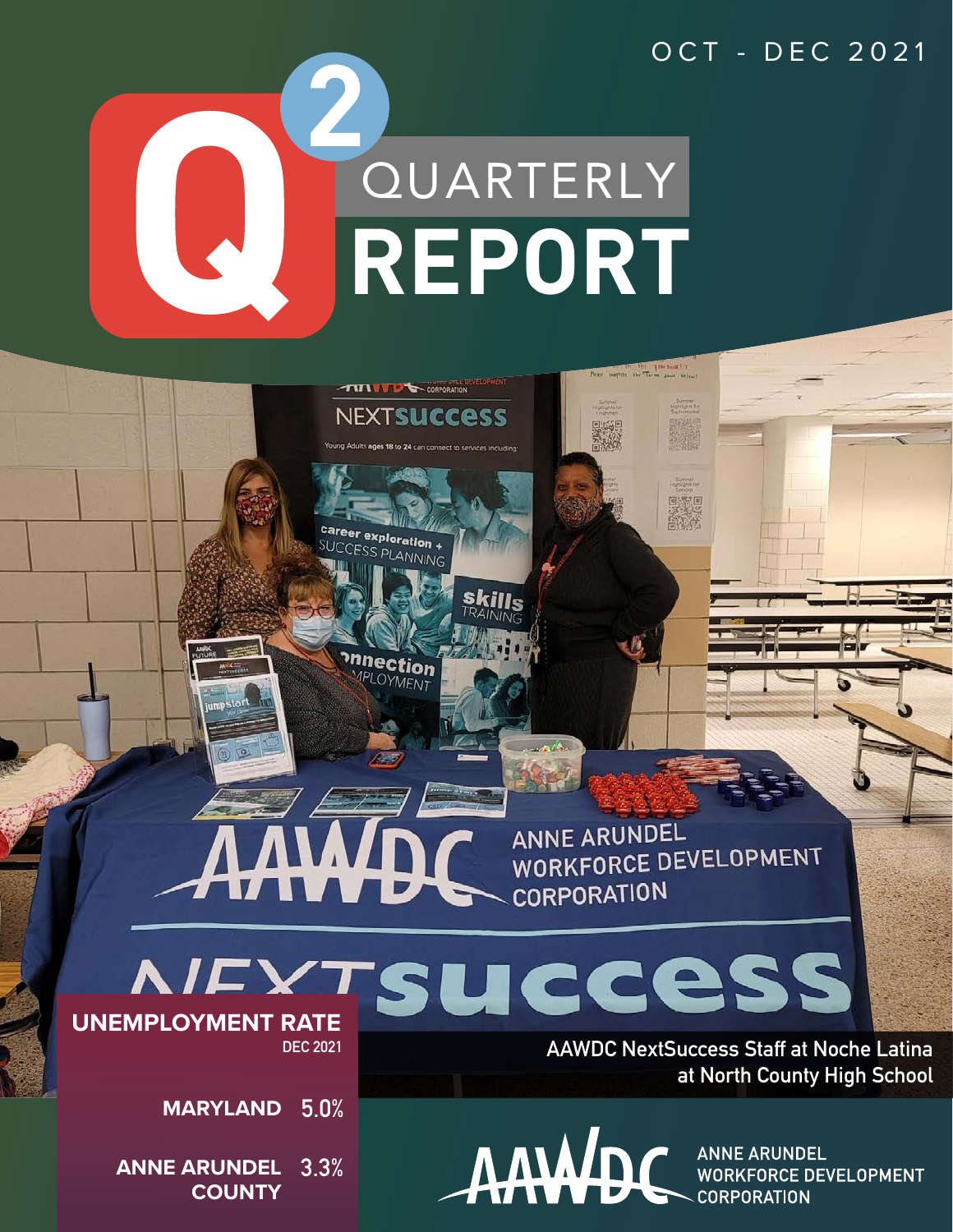OCT - DEC 2021

# Q2 QUARTERLY REPORT

AAWDC NextSuccess Staff at Noche Latina at North County High School

## UNEMPLOYMENT RATE

DEC 2021

| | |
|---|---|
| **MARYLAND** | 5.0% |
| **ANNE ARUNDEL COUNTY** | 3.3% |

AAWDC ANNE ARUNDEL WORKFORCE DEVELOPMENT CORPORATION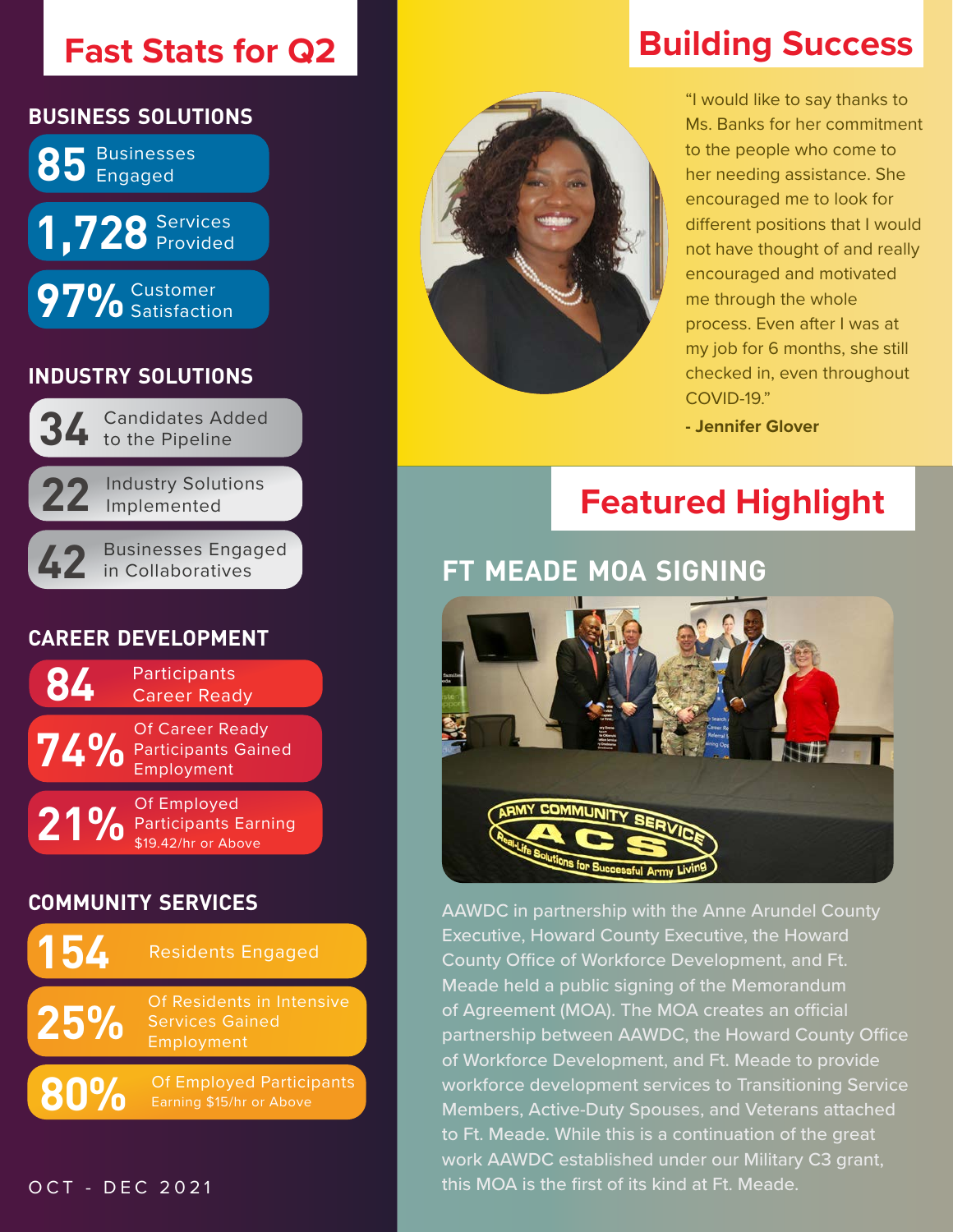# Fast Stats for Q2

## BUSINESS SOLUTIONS

- **85** Businesses Engaged
- **1,728** Services Provided
- **97%** Customer Satisfaction

## INDUSTRY SOLUTIONS

- **34** Candidates Added to the Pipeline
- **22** Industry Solutions Implemented
- **42** Businesses Engaged in Collaboratives

## CAREER DEVELOPMENT

- **84** Participants Career Ready
- **74%** Of Career Ready Participants Gained Employment
- **21%** Of Employed Participants Earning $19.42/hr or Above

## COMMUNITY SERVICES

- **154** Residents Engaged
- **25%** Of Residents in Intensive Services Gained Employment
- **80%** Of Employed Participants Earning $15/hr or Above

OCT - DEC 2021

# Building Success

"I would like to say thanks to Ms. Banks for her commitment to the people who come to her needing assistance. She encouraged me to look for different positions that I would not have thought of and really encouraged and motivated me through the whole process. Even after I was at my job for 6 months, she still checked in, even throughout COVID-19."

**- Jennifer Glover**

# Featured Highlight

## FT MEADE MOA SIGNING

AAWDC in partnership with the Anne Arundel County Executive, Howard County Executive, the Howard County Office of Workforce Development, and Ft. Meade held a public signing of the Memorandum of Agreement (MOA). The MOA creates an official partnership between AAWDC, the Howard County Office of Workforce Development, and Ft. Meade to provide workforce development services to Transitioning Service Members, Active-Duty Spouses, and Veterans attached to Ft. Meade. While this is a continuation of the great work AAWDC established under our Military C3 grant, this MOA is the first of its kind at Ft. Meade.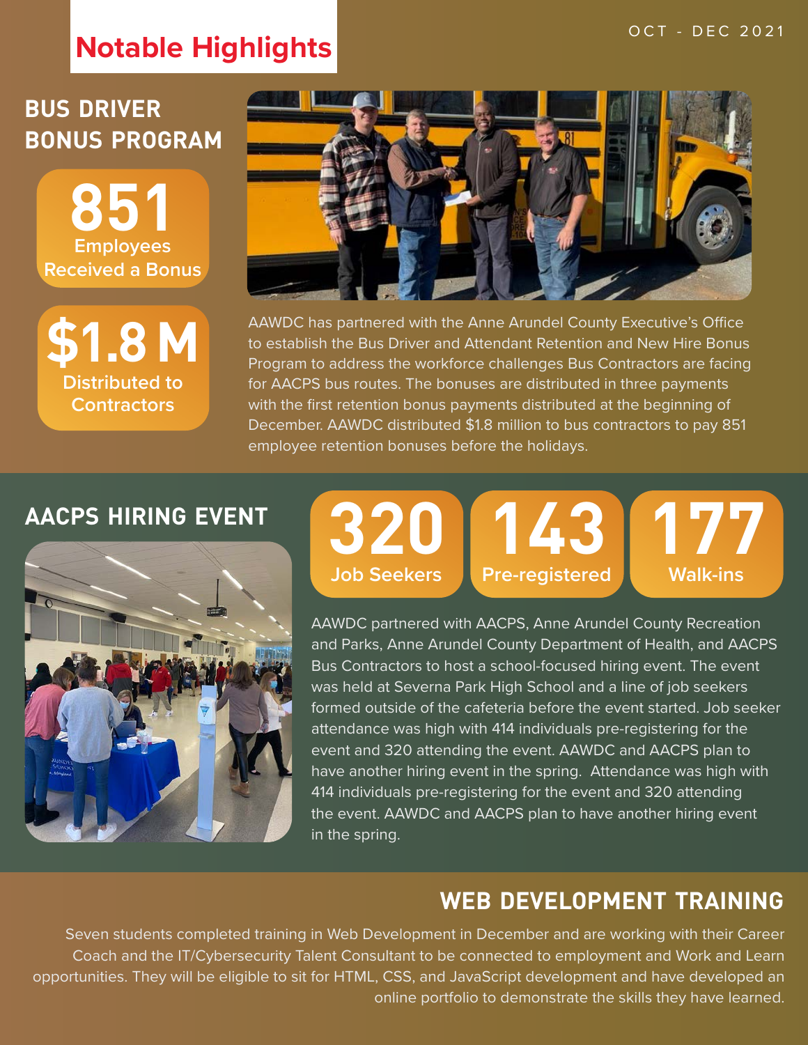# Notable Highlights

OCT - DEC 2021

## BUS DRIVER BONUS PROGRAM

**851**
Employees Received a Bonus

**$1.8 M**
Distributed to Contractors

AAWDC has partnered with the Anne Arundel County Executive's Office to establish the Bus Driver and Attendant Retention and New Hire Bonus Program to address the workforce challenges Bus Contractors are facing for AACPS bus routes. The bonuses are distributed in three payments with the first retention bonus payments distributed at the beginning of December. AAWDC distributed $1.8 million to bus contractors to pay 851 employee retention bonuses before the holidays.

## AACPS HIRING EVENT

**320**
Job Seekers

**143**
Pre-registered

**177**
Walk-ins

AAWDC partnered with AACPS, Anne Arundel County Recreation and Parks, Anne Arundel County Department of Health, and AACPS Bus Contractors to host a school-focused hiring event. The event was held at Severna Park High School and a line of job seekers formed outside of the cafeteria before the event started. Job seeker attendance was high with 414 individuals pre-registering for the event and 320 attending the event. AAWDC and AACPS plan to have another hiring event in the spring. Attendance was high with 414 individuals pre-registering for the event and 320 attending the event. AAWDC and AACPS plan to have another hiring event in the spring.

## WEB DEVELOPMENT TRAINING

Seven students completed training in Web Development in December and are working with their Career Coach and the IT/Cybersecurity Talent Consultant to be connected to employment and Work and Learn opportunities. They will be eligible to sit for HTML, CSS, and JavaScript development and have developed an online portfolio to demonstrate the skills they have learned.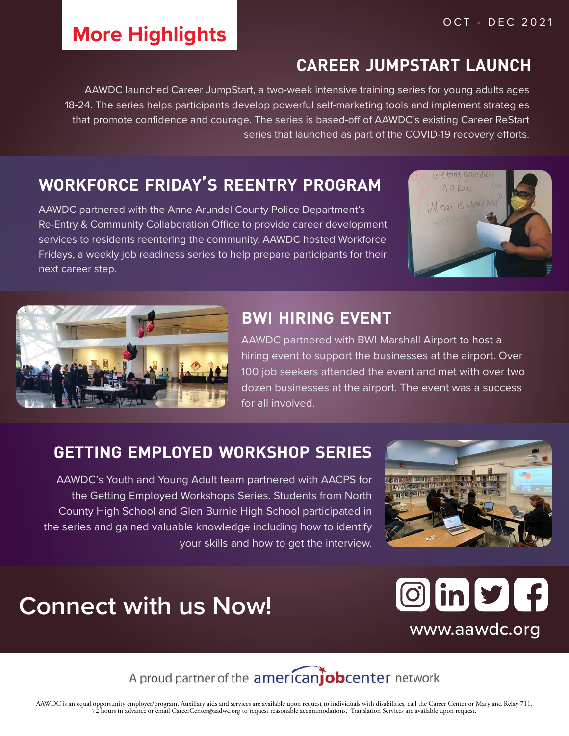# More Highlights

OCT - DEC 2021

## CAREER JUMPSTART LAUNCH

AAWDC launched Career JumpStart, a two-week intensive training series for young adults ages 18-24. The series helps participants develop powerful self-marketing tools and implement strategies that promote confidence and courage. The series is based-off of AAWDC's existing Career ReStart series that launched as part of the COVID-19 recovery efforts.

## WORKFORCE FRIDAY'S REENTRY PROGRAM

AAWDC partnered with the Anne Arundel County Police Department's Re-Entry & Community Collaboration Office to provide career development services to residents reentering the community. AAWDC hosted Workforce Fridays, a weekly job readiness series to help prepare participants for their next career step.

## BWI HIRING EVENT

AAWDC partnered with BWI Marshall Airport to host a hiring event to support the businesses at the airport. Over 100 job seekers attended the event and met with over two dozen businesses at the airport. The event was a success for all involved.

## GETTING EMPLOYED WORKSHOP SERIES

AAWDC's Youth and Young Adult team partnered with AACPS for the Getting Employed Workshops Series. Students from North County High School and Glen Burnie High School participated in the series and gained valuable knowledge including how to identify your skills and how to get the interview.

# Connect with us Now!

www.aawdc.org

A proud partner of the americanjobcenter network

AAWDC is an equal opportunity employer/program. Auxiliary aids and services are available upon request to individuals with disabilities, call the Career Center or Maryland Relay 711, 72 hours in advance or email CareerCenter@aadwc.org to request reasonable accommodations. Translation Services are available upon request.